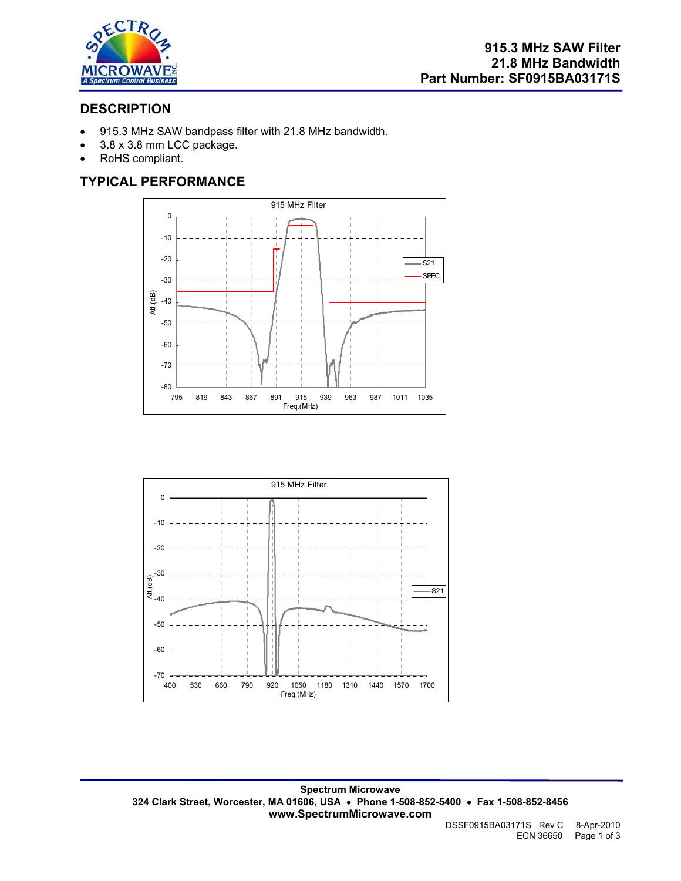# 915.3 MHz SAW Filter
## 21.8 MHz Bandwidth
## Part Number: SF0915BA03171S

## DESCRIPTION

- 915.3 MHz SAW bandpass filter with 21.8 MHz bandwidth.
- 3.8 x 3.8 mm LCC package.
- RoHS compliant.

## TYPICAL PERFORMANCE

**Spectrum Microwave**
**324 Clark Street, Worcester, MA 01606, USA • Phone 1-508-852-5400 • Fax 1-508-852-8456**
**www.SpectrumMicrowave.com**

DSSF0915BA03171S Rev C 8-Apr-2010
ECN 36650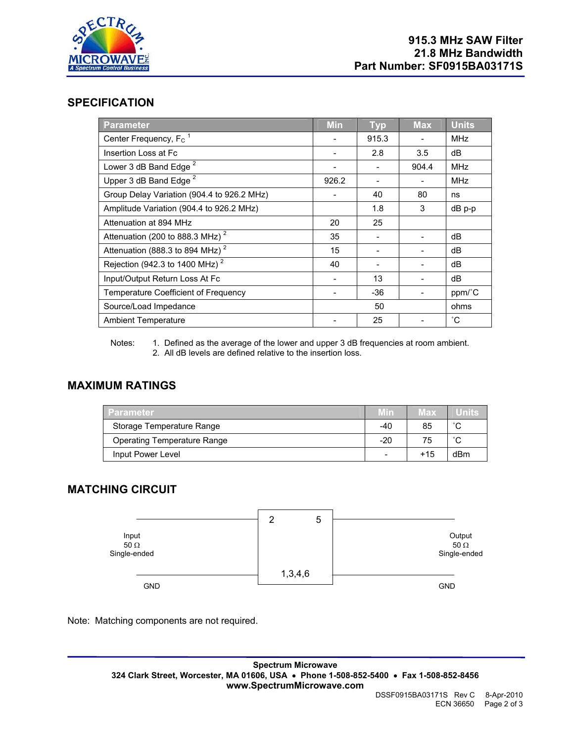# 915.3 MHz SAW Filter
# 21.8 MHz Bandwidth
# Part Number: SF0915BA03171S

## SPECIFICATION

| Parameter | Min | Typ | Max | Units |
|---|---|---|---|---|
| Center Frequency, $F_C$ [1] | - | 915.3 | - | MHz |
| Insertion Loss at Fc | - | 2.8 | 3.5 | dB |
| Lower 3 dB Band Edge [2] | - | - | 904.4 | MHz |
| Upper 3 dB Band Edge [2] | 926.2 | - | - | MHz |
| Group Delay Variation (904.4 to 926.2 MHz) | - | 40 | 80 | ns |
| Amplitude Variation (904.4 to 926.2 MHz) | | 1.8 | 3 | dB p-p |
| Attenuation at 894 MHz | 20 | 25 | | |
| Attenuation (200 to 888.3 MHz) [2] | 35 | - | - | dB |
| Attenuation (888.3 to 894 MHz) [2] | 15 | - | - | dB |
| Rejection (942.3 to 1400 MHz) [2] | 40 | - | - | dB |
| Input/Output Return Loss At Fc | - | 13 | - | dB |
| Temperature Coefficient of Frequency | - | -36 | - | ppm/˚C |
| Source/Load Impedance | | 50 | | ohms |
| Ambient Temperature | - | 25 | - | ˚C |

Notes:
1. Defined as the average of the lower and upper 3 dB frequencies at room ambient.
2. All dB levels are defined relative to the insertion loss.

## MAXIMUM RATINGS

| Parameter | Min | Max | Units |
|---|---|---|---|
| Storage Temperature Range | -40 | 85 | ˚C |
| Operating Temperature Range | -20 | 75 | ˚C |
| Input Power Level | - | +15 | dBm |

## MATCHING CIRCUIT

Input 50 Ω Single-ended — Pin 2; Output 50 Ω Single-ended — Pin 5; GND — Pins 1,3,4,6

Note: Matching components are not required.

Spectrum Microwave
324 Clark Street, Worcester, MA 01606, USA • Phone 1-508-852-5400 • Fax 1-508-852-8456
www.SpectrumMicrowave.com

DSSF0915BA03171S Rev C 8-Apr-2010
ECN 36650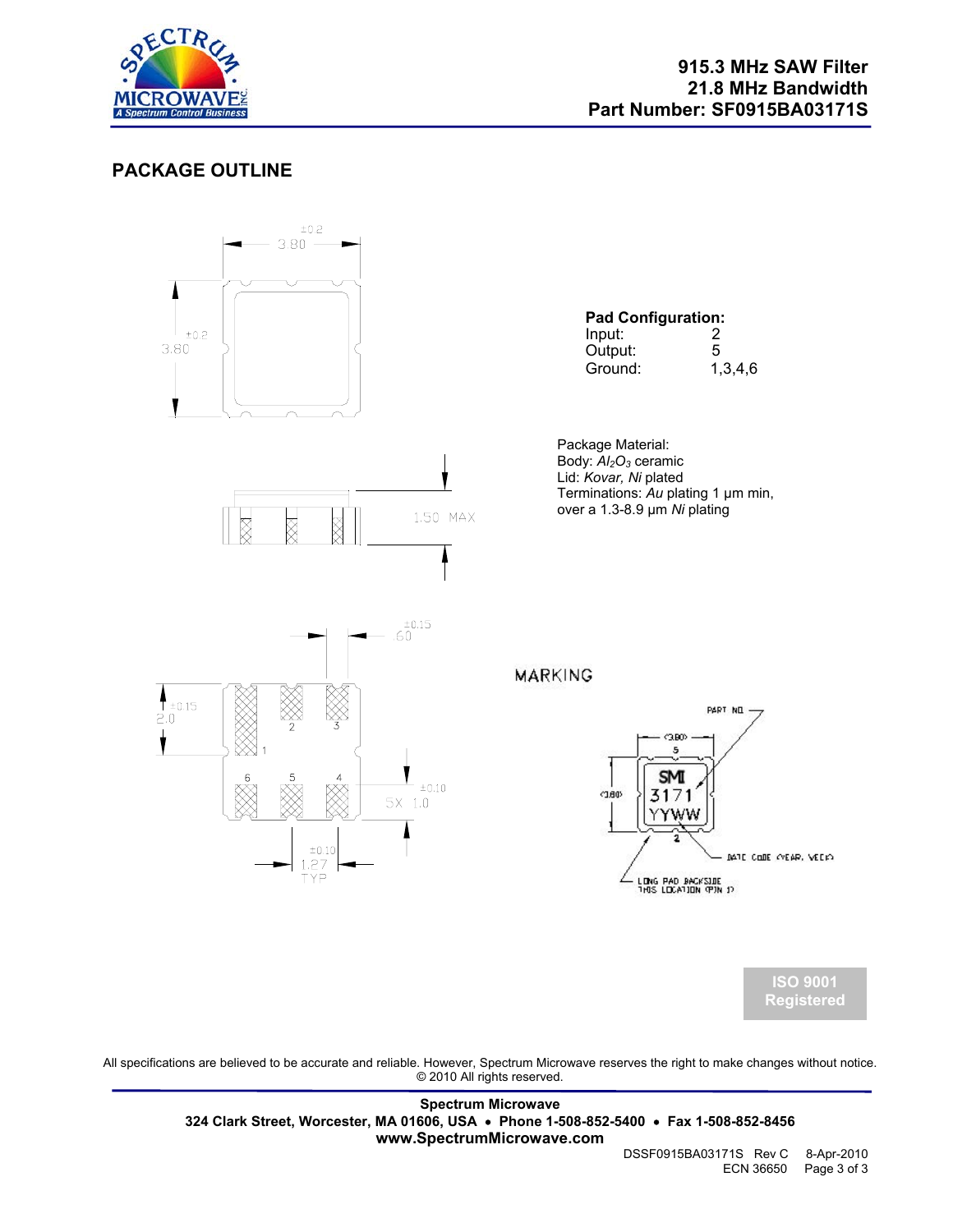# PACKAGE OUTLINE

3.80 ±0.2

3.80 ±0.2

1.50 MAX

.60 ±0.15

2.0 ±0.15

5X 1.0 ±0.10

1.27 ±0.10 TYP

**Pad Configuration:**

| | |
|---|---|
| Input: | 2 |
| Output: | 5 |
| Ground: | 1,3,4,6 |

Package Material:
Body: *$Al_2O_3$* ceramic
Lid: *Kovar, Ni* plated
Terminations: *Au* plating 1 µm min, over a 1.3-8.9 µm *Ni* plating

MARKING

PART NO.

(3.80)

(3.80)

SMI
3171
YYWW

DATE CODE (YEAR, WEEK)

LONG PAD BACKSIDE THIS LOCATION (PIN 1)

ISO 9001 Registered

All specifications are believed to be accurate and reliable. However, Spectrum Microwave reserves the right to make changes without notice. © 2010 All rights reserved.

**Spectrum Microwave**
**324 Clark Street, Worcester, MA 01606, USA • Phone 1-508-852-5400 • Fax 1-508-852-8456**
**www.SpectrumMicrowave.com**

DSSF0915BA03171S Rev C 8-Apr-2010
ECN 36650